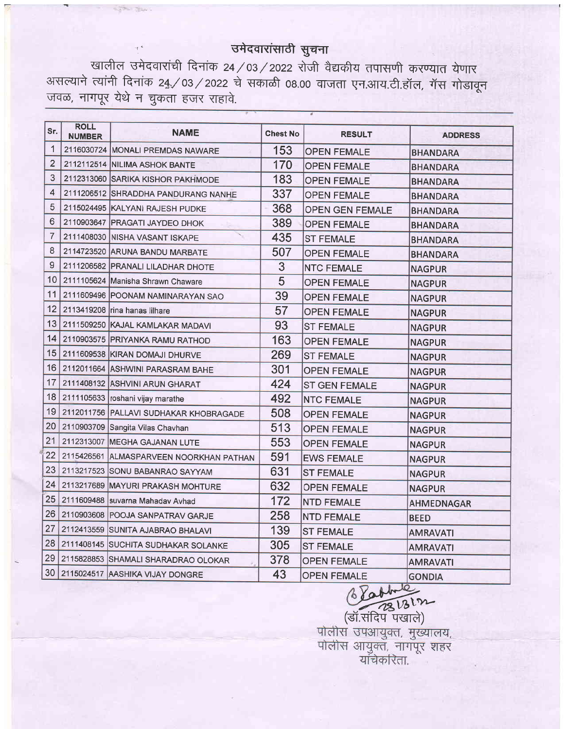# उमेदवारांसाठी सुचना

खालील उमेदवारांची दिनांक 24 / 03 / 2022 रोजी वैद्यकीय तपासणी करण्यात येणार असल्याने त्यांनी दिनांक 24 / 03 / 2022 चे सकाळी 08.00 वाजता एन.आय.टी.हॉल, गॅस गोडावून जवळ, नागपूर येथे न चुकता हजर राहावे.

| Sr. | ROLL NUMBER | NAME | Chest No | RESULT | ADDRESS |
|---|---|---|---|---|---|
| 1 | 2116030724 | MONALI PREMDAS NAWARE | 153 | OPEN FEMALE | BHANDARA |
| 2 | 2112112514 | NILIMA ASHOK BANTE | 170 | OPEN FEMALE | BHANDARA |
| 3 | 2112313060 | SARIKA KISHOR PAKHMODE | 183 | OPEN FEMALE | BHANDARA |
| 4 | 2111206512 | SHRADDHA PANDURANG NANHE | 337 | OPEN FEMALE | BHANDARA |
| 5 | 2115024495 | KALYANI RAJESH PUDKE | 368 | OPEN GEN FEMALE | BHANDARA |
| 6 | 2110903647 | PRAGATI JAYDEO DHOK | 389 | OPEN FEMALE | BHANDARA |
| 7 | 2111408030 | NISHA VASANT ISKAPE | 435 | ST FEMALE | BHANDARA |
| 8 | 2114723520 | ARUNA BANDU MARBATE | 507 | OPEN FEMALE | BHANDARA |
| 9 | 2111206582 | PRANALI LILADHAR DHOTE | 3 | NTC FEMALE | NAGPUR |
| 10 | 2111105624 | Manisha Shrawn Chaware | 5 | OPEN FEMALE | NAGPUR |
| 11 | 2111609496 | POONAM NAMINARAYAN SAO | 39 | OPEN FEMALE | NAGPUR |
| 12 | 2113419208 | rina hanas lilhare | 57 | OPEN FEMALE | NAGPUR |
| 13 | 2111509250 | KAJAL KAMLAKAR MADAVI | 93 | ST FEMALE | NAGPUR |
| 14 | 2110903575 | PRIYANKA RAMU RATHOD | 163 | OPEN FEMALE | NAGPUR |
| 15 | 2111609538 | KIRAN DOMAJI DHURVE | 269 | ST FEMALE | NAGPUR |
| 16 | 2112011664 | ASHWINI PARASRAM BAHE | 301 | OPEN FEMALE | NAGPUR |
| 17 | 2111408132 | ASHVINI ARUN GHARAT | 424 | ST GEN FEMALE | NAGPUR |
| 18 | 2111105633 | roshani vijay marathe | 492 | NTC FEMALE | NAGPUR |
| 19 | 2112011756 | PALLAVI SUDHAKAR KHOBRAGADE | 508 | OPEN FEMALE | NAGPUR |
| 20 | 2110903709 | Sangita Vilas Chavhan | 513 | OPEN FEMALE | NAGPUR |
| 21 | 2112313007 | MEGHA GAJANAN LUTE | 553 | OPEN FEMALE | NAGPUR |
| 22 | 2115426561 | ALMASPARVEEN NOORKHAN PATHAN | 591 | EWS FEMALE | NAGPUR |
| 23 | 2113217523 | SONU BABANRAO SAYYAM | 631 | ST FEMALE | NAGPUR |
| 24 | 2113217689 | MAYURI PRAKASH MOHTURE | 632 | OPEN FEMALE | NAGPUR |
| 25 | 2111609488 | suvarna Mahadav Avhad | 172 | NTD FEMALE | AHMEDNAGAR |
| 26 | 2110903608 | POOJA SANPATRAV GARJE | 258 | NTD FEMALE | BEED |
| 27 | 2112413559 | SUNITA AJABRAO BHALAVI | 139 | ST FEMALE | AMRAVATI |
| 28 | 2111408145 | SUCHITA SUDHAKAR SOLANKE | 305 | ST FEMALE | AMRAVATI |
| 29 | 2115828853 | SHAMALI SHARADRAO OLOKAR | 378 | OPEN FEMALE | AMRAVATI |
| 30 | 2115024517 | AASHIKA VIJAY DONGRE | 43 | OPEN FEMALE | GONDIA |

23/3/22

(डॉ.संदिप पखाले)
पोलीस उपआयुक्त, मुख्यालय,
पोलीस आयुक्त, नागपूर शहर
यांचेकरिता.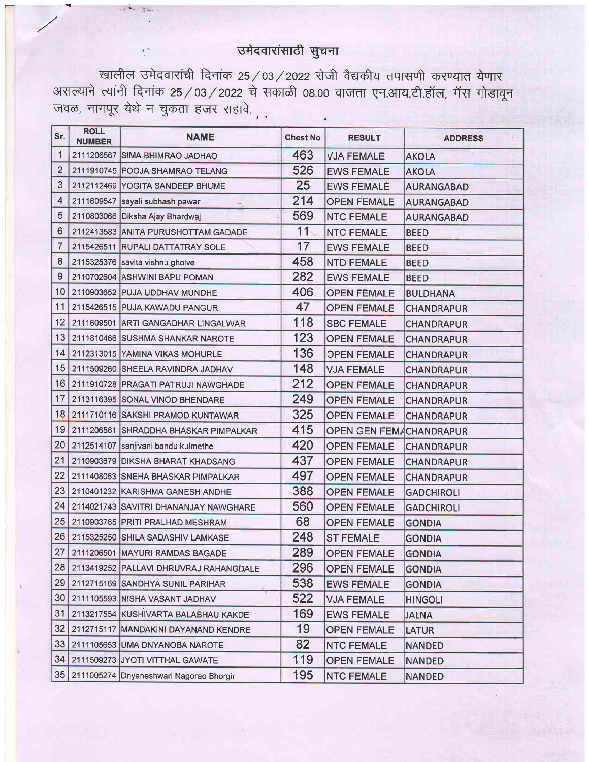# उमेदवारांसाठी सुचना

खालील उमेदवारांची दिनांक 25/03/2022 रोजी वैद्यकीय तपासणी करण्यात येणार असल्याने त्यांनी दिनांक 25/03/2022 चे सकाळी 08.00 वाजता एन.आय.टी.हॉल, गॅस गोडावून जवळ, नागपूर येथे न चुकता हजर राहावे.

| Sr. | ROLL NUMBER | NAME | Chest No | RESULT | ADDRESS |
|---|---|---|---|---|---|
| 1 | 2111206567 | SIMA BHIMRAO JADHAO | 463 | VJA FEMALE | AKOLA |
| 2 | 2111910745 | POOJA SHAMRAO TELANG | 526 | EWS FEMALE | AKOLA |
| 3 | 2112112469 | YOGITA SANDEEP BHUME | 25 | EWS FEMALE | AURANGABAD |
| 4 | 2111609547 | sayali subhash pawar | 214 | OPEN FEMALE | AURANGABAD |
| 5 | 2110803066 | Diksha Ajay Bhardwaj | 569 | NTC FEMALE | AURANGABAD |
| 6 | 2112413583 | ANITA PURUSHOTTAM GADADE | 11 | NTC FEMALE | BEED |
| 7 | 2115426511 | RUPALI DATTATRAY SOLE | 17 | EWS FEMALE | BEED |
| 8 | 2115325376 | savita vishnu gholve | 458 | NTD FEMALE | BEED |
| 9 | 2110702604 | ASHWINI BAPU POMAN | 282 | EWS FEMALE | BEED |
| 10 | 2110903652 | PUJA UDDHAV MUNDHE | 406 | OPEN FEMALE | BULDHANA |
| 11 | 2115426515 | PUJA KAWADU PANGUR | 47 | OPEN FEMALE | CHANDRAPUR |
| 12 | 2111609501 | ARTI GANGADHAR LINGALWAR | 118 | SBC FEMALE | CHANDRAPUR |
| 13 | 2111810466 | SUSHMA SHANKAR NAROTE | 123 | OPEN FEMALE | CHANDRAPUR |
| 14 | 2112313015 | YAMINA VIKAS MOHURLE | 136 | OPEN FEMALE | CHANDRAPUR |
| 15 | 2111509260 | SHEELA RAVINDRA JADHAV | 148 | VJA FEMALE | CHANDRAPUR |
| 16 | 2111910728 | PRAGATI PATRUJI NAWGHADE | 212 | OPEN FEMALE | CHANDRAPUR |
| 17 | 2113116395 | SONAL VINOD BHENDARE | 249 | OPEN FEMALE | CHANDRAPUR |
| 18 | 2111710116 | SAKSHI PRAMOD KUNTAWAR | 325 | OPEN FEMALE | CHANDRAPUR |
| 19 | 2111206561 | SHRADDHA BHASKAR PIMPALKAR | 415 | OPEN GEN FEMA | CHANDRAPUR |
| 20 | 2112514107 | sanjivani bandu kulmethe | 420 | OPEN FEMALE | CHANDRAPUR |
| 21 | 2110903679 | DIKSHA BHARAT KHADSANG | 437 | OPEN FEMALE | CHANDRAPUR |
| 22 | 2111408063 | SNEHA BHASKAR PIMPALKAR | 497 | OPEN FEMALE | CHANDRAPUR |
| 23 | 2110401232 | KARISHMA GANESH ANDHE | 388 | OPEN FEMALE | GADCHIROLI |
| 24 | 2114021743 | SAVITRI DHANANJAY NAWGHARE | 560 | OPEN FEMALE | GADCHIROLI |
| 25 | 2110903765 | PRITI PRALHAD MESHRAM | 68 | OPEN FEMALE | GONDIA |
| 26 | 2115325250 | SHILA SADASHIV LAMKASE | 248 | ST FEMALE | GONDIA |
| 27 | 2111206501 | MAYURI RAMDAS BAGADE | 289 | OPEN FEMALE | GONDIA |
| 28 | 2113419252 | PALLAVI DHRUVRAJ RAHANGDALE | 296 | OPEN FEMALE | GONDIA |
| 29 | 2112715169 | SANDHYA SUNIL PARIHAR | 538 | EWS FEMALE | GONDIA |
| 30 | 2111105593 | NISHA VASANT JADHAV | 522 | VJA FEMALE | HINGOLI |
| 31 | 2113217554 | KUSHIVARTA BALABHAU KAKDE | 169 | EWS FEMALE | JALNA |
| 32 | 2112715117 | MANDAKINI DAYANAND KENDRE | 19 | OPEN FEMALE | LATUR |
| 33 | 2111105653 | UMA DNYANOBA NAROTE | 82 | NTC FEMALE | NANDED |
| 34 | 2111509273 | JYOTI VITTHAL GAWATE | 119 | OPEN FEMALE | NANDED |
| 35 | 2111005274 | Dnyaneshwari Nagorao Bhorgir | 195 | NTC FEMALE | NANDED |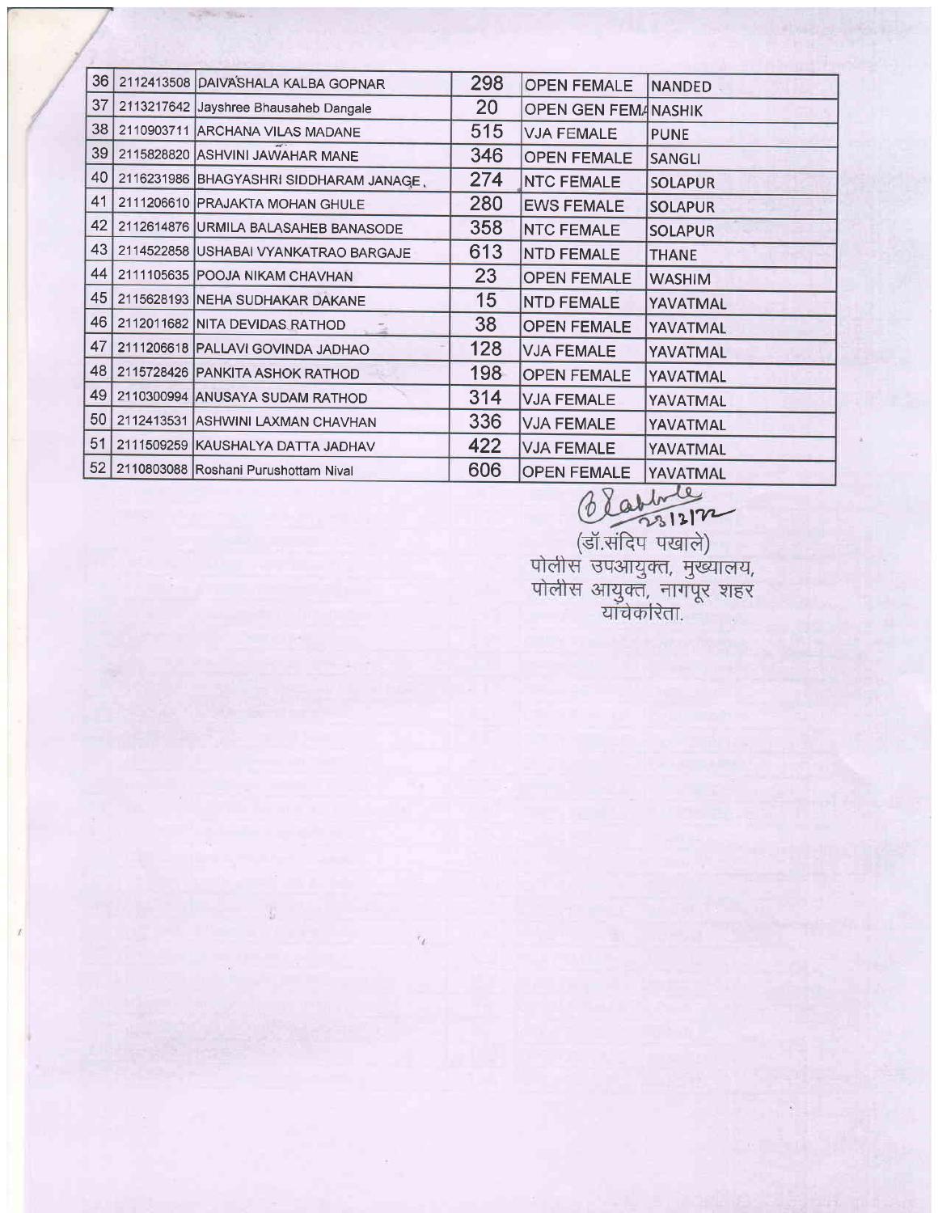| | | | | | |
|---|---|---|---|---|---|
| 36 | 2112413508 | DAIVASHALA KALBA GOPNAR | 298 | OPEN FEMALE | NANDED |
| 37 | 2113217642 | Jayshree Bhausaheb Dangale | 20 | OPEN GEN FEMA | NASHIK |
| 38 | 2110903711 | ARCHANA VILAS MADANE | 515 | VJA FEMALE | PUNE |
| 39 | 2115828820 | ASHVINI JAWAHAR MANE | 346 | OPEN FEMALE | SANGLI |
| 40 | 2116231986 | BHAGYASHRI SIDDHARAM JANAGE | 274 | NTC FEMALE | SOLAPUR |
| 41 | 2111206610 | PRAJAKTA MOHAN GHULE | 280 | EWS FEMALE | SOLAPUR |
| 42 | 2112614876 | URMILA BALASAHEB BANASODE | 358 | NTC FEMALE | SOLAPUR |
| 43 | 2114522858 | USHABAI VYANKATRAO BARGAJE | 613 | NTD FEMALE | THANE |
| 44 | 2111105635 | POOJA NIKAM CHAVHAN | 23 | OPEN FEMALE | WASHIM |
| 45 | 2115628193 | NEHA SUDHAKAR DAKANE | 15 | NTD FEMALE | YAVATMAL |
| 46 | 2112011682 | NITA DEVIDAS RATHOD | 38 | OPEN FEMALE | YAVATMAL |
| 47 | 2111206618 | PALLAVI GOVINDA JADHAO | 128 | VJA FEMALE | YAVATMAL |
| 48 | 2115728426 | PANKITA ASHOK RATHOD | 198 | OPEN FEMALE | YAVATMAL |
| 49 | 2110300994 | ANUSAYA SUDAM RATHOD | 314 | VJA FEMALE | YAVATMAL |
| 50 | 2112413531 | ASHWINI LAXMAN CHAVHAN | 336 | VJA FEMALE | YAVATMAL |
| 51 | 2111509259 | KAUSHALYA DATTA JADHAV | 422 | VJA FEMALE | YAVATMAL |
| 52 | 2110803088 | Roshani Purushottam Nival | 606 | OPEN FEMALE | YAVATMAL |

23/2/22

(डॉ.संदिप पखाले)
पोलीस उपआयुक्त, मुख्यालय,
पोलीस आयुक्त, नागपूर शहर
यांचेकरिता.